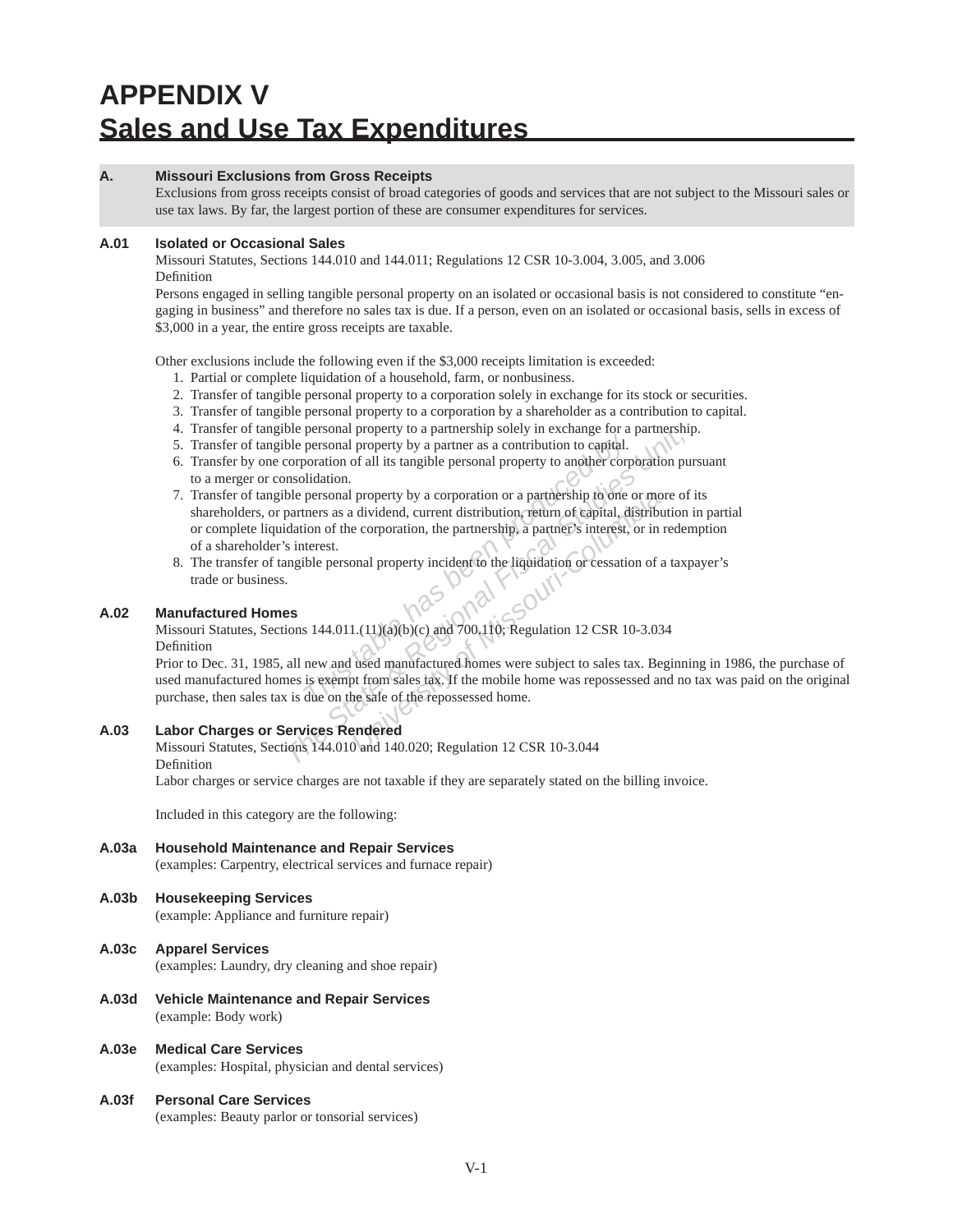# APPENDIX V
# Sales and Use Tax Expenditures

## A. Missouri Exclusions from Gross Receipts

Exclusions from gross receipts consist of broad categories of goods and services that are not subject to the Missouri sales or use tax laws. By far, the largest portion of these are consumer expenditures for services.

### A.01 Isolated or Occasional Sales

Missouri Statutes, Sections 144.010 and 144.011; Regulations 12 CSR 10-3.004, 3.005, and 3.006

Definition

Persons engaged in selling tangible personal property on an isolated or occasional basis is not considered to constitute "engaging in business" and therefore no sales tax is due. If a person, even on an isolated or occasional basis, sells in excess of $3,000 in a year, the entire gross receipts are taxable.

Other exclusions include the following even if the $3,000 receipts limitation is exceeded:

1. Partial or complete liquidation of a household, farm, or nonbusiness.
2. Transfer of tangible personal property to a corporation solely in exchange for its stock or securities.
3. Transfer of tangible personal property to a corporation by a shareholder as a contribution to capital.
4. Transfer of tangible personal property to a partnership solely in exchange for a partnership.
5. Transfer of tangible personal property by a partner as a contribution to capital.
6. Transfer by one corporation of all its tangible personal property to another corporation pursuant to a merger or consolidation.
7. Transfer of tangible personal property by a corporation or a partnership to one or more of its shareholders, or partners as a dividend, current distribution, return of capital, distribution in partial or complete liquidation of the corporation, the partnership, a partner's interest, or in redemption of a shareholder's interest.
8. The transfer of tangible personal property incident to the liquidation or cessation of a taxpayer's trade or business.

### A.02 Manufactured Homes

Missouri Statutes, Sections 144.011.(11)(a)(b)(c) and 700.110; Regulation 12 CSR 10-3.034

Definition

Prior to Dec. 31, 1985, all new and used manufactured homes were subject to sales tax. Beginning in 1986, the purchase of used manufactured homes is exempt from sales tax. If the mobile home was repossessed and no tax was paid on the original purchase, then sales tax is due on the sale of the repossessed home.

### A.03 Labor Charges or Services Rendered

Missouri Statutes, Sections 144.010 and 140.020; Regulation 12 CSR 10-3.044

Definition

Labor charges or service charges are not taxable if they are separately stated on the billing invoice.

Included in this category are the following:

#### A.03a Household Maintenance and Repair Services

(examples: Carpentry, electrical services and furnace repair)

#### A.03b Housekeeping Services

(example: Appliance and furniture repair)

#### A.03c Apparel Services

(examples: Laundry, dry cleaning and shoe repair)

#### A.03d Vehicle Maintenance and Repair Services

(example: Body work)

#### A.03e Medical Care Services

(examples: Hospital, physician and dental services)

#### A.03f Personal Care Services

(examples: Beauty parlor or tonsorial services)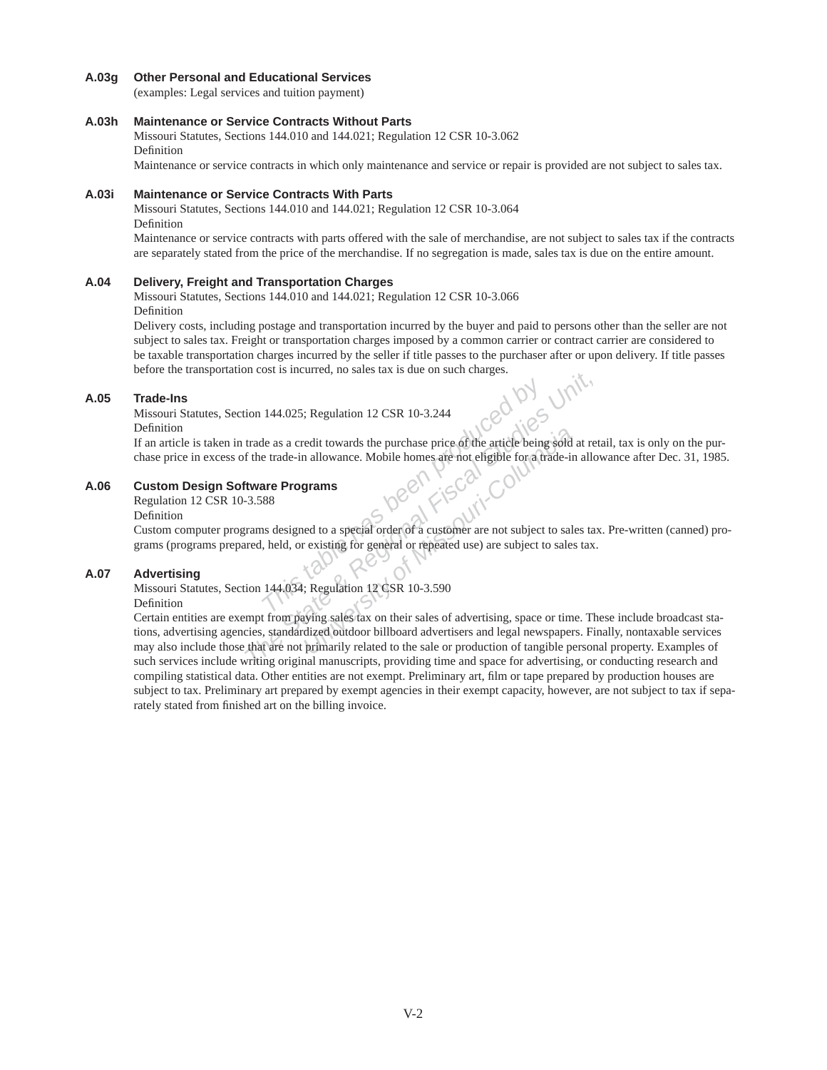### A.03g Other Personal and Educational Services

(examples: Legal services and tuition payment)

### A.03h Maintenance or Service Contracts Without Parts

Missouri Statutes, Sections 144.010 and 144.021; Regulation 12 CSR 10-3.062

Definition

Maintenance or service contracts in which only maintenance and service or repair is provided are not subject to sales tax.

### A.03i Maintenance or Service Contracts With Parts

Missouri Statutes, Sections 144.010 and 144.021; Regulation 12 CSR 10-3.064

Definition

Maintenance or service contracts with parts offered with the sale of merchandise, are not subject to sales tax if the contracts are separately stated from the price of the merchandise. If no segregation is made, sales tax is due on the entire amount.

### A.04 Delivery, Freight and Transportation Charges

Missouri Statutes, Sections 144.010 and 144.021; Regulation 12 CSR 10-3.066

Definition

Delivery costs, including postage and transportation incurred by the buyer and paid to persons other than the seller are not subject to sales tax. Freight or transportation charges imposed by a common carrier or contract carrier are considered to be taxable transportation charges incurred by the seller if title passes to the purchaser after or upon delivery. If title passes before the transportation cost is incurred, no sales tax is due on such charges.

### A.05 Trade-Ins

Missouri Statutes, Section 144.025; Regulation 12 CSR 10-3.244

Definition

If an article is taken in trade as a credit towards the purchase price of the article being sold at retail, tax is only on the purchase price in excess of the trade-in allowance. Mobile homes are not eligible for a trade-in allowance after Dec. 31, 1985.

### A.06 Custom Design Software Programs

Regulation 12 CSR 10-3.588

Definition

Custom computer programs designed to a special order of a customer are not subject to sales tax. Pre-written (canned) programs (programs prepared, held, or existing for general or repeated use) are subject to sales tax.

### A.07 Advertising

Missouri Statutes, Section 144.034; Regulation 12 CSR 10-3.590

Definition

Certain entities are exempt from paying sales tax on their sales of advertising, space or time. These include broadcast stations, advertising agencies, standardized outdoor billboard advertisers and legal newspapers. Finally, nontaxable services may also include those that are not primarily related to the sale or production of tangible personal property. Examples of such services include writing original manuscripts, providing time and space for advertising, or conducting research and compiling statistical data. Other entities are not exempt. Preliminary art, film or tape prepared by production houses are subject to tax. Preliminary art prepared by exempt agencies in their exempt capacity, however, are not subject to tax if separately stated from finished art on the billing invoice.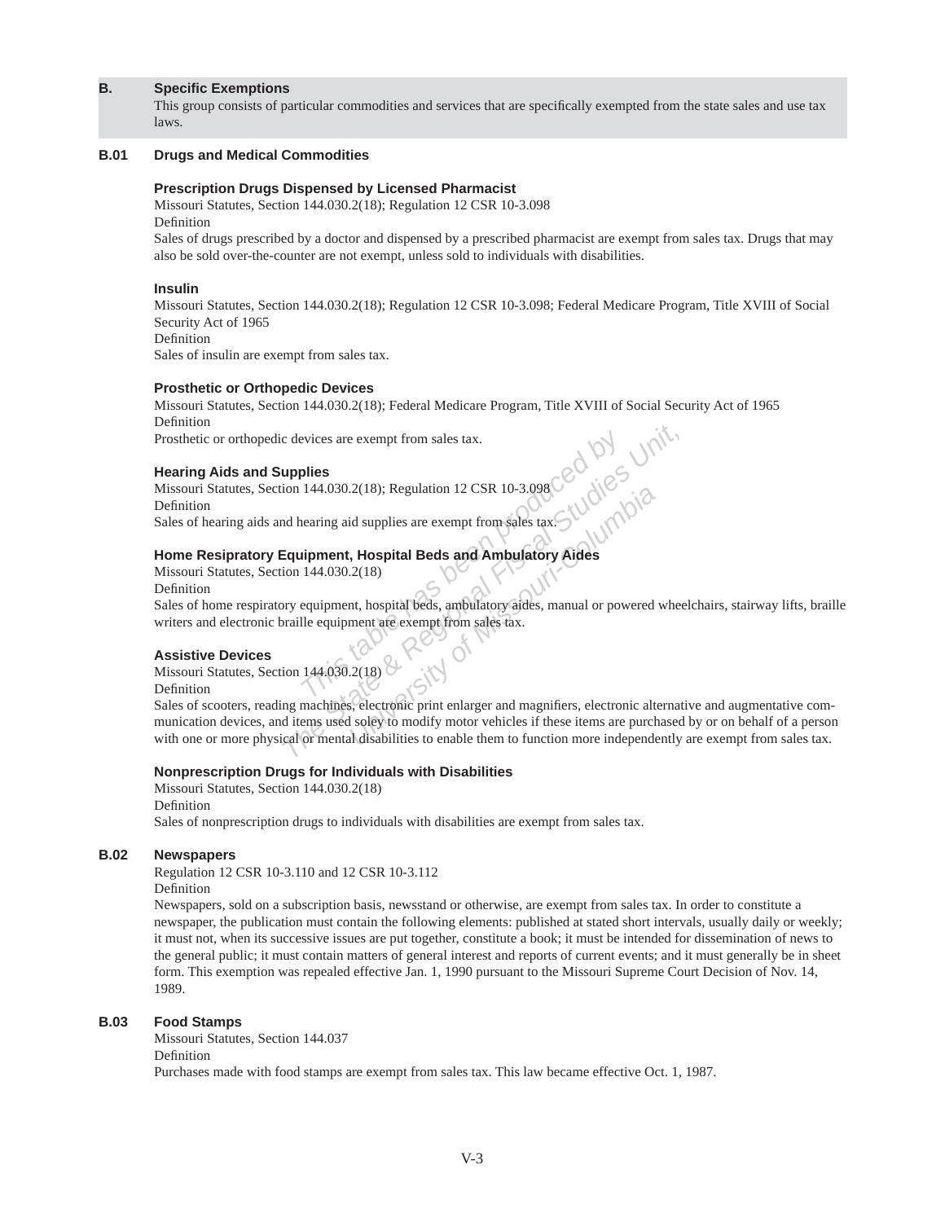## B. Specific Exemptions

This group consists of particular commodities and services that are specifically exempted from the state sales and use tax laws.

### B.01 Drugs and Medical Commodities

**Prescription Drugs Dispensed by Licensed Pharmacist**
Missouri Statutes, Section 144.030.2(18); Regulation 12 CSR 10-3.098
Definition
Sales of drugs prescribed by a doctor and dispensed by a prescribed pharmacist are exempt from sales tax. Drugs that may also be sold over-the-counter are not exempt, unless sold to individuals with disabilities.

**Insulin**
Missouri Statutes, Section 144.030.2(18); Regulation 12 CSR 10-3.098; Federal Medicare Program, Title XVIII of Social Security Act of 1965
Definition
Sales of insulin are exempt from sales tax.

**Prosthetic or Orthopedic Devices**
Missouri Statutes, Section 144.030.2(18); Federal Medicare Program, Title XVIII of Social Security Act of 1965
Definition
Prosthetic or orthopedic devices are exempt from sales tax.

**Hearing Aids and Supplies**
Missouri Statutes, Section 144.030.2(18); Regulation 12 CSR 10-3.098
Definition
Sales of hearing aids and hearing aid supplies are exempt from sales tax.

**Home Respiratory Equipment, Hospital Beds and Ambulatory Aides**
Missouri Statutes, Section 144.030.2(18)
Definition
Sales of home respiratory equipment, hospital beds, ambulatory aides, manual or powered wheelchairs, stairway lifts, braille writers and electronic braille equipment are exempt from sales tax.

**Assistive Devices**
Missouri Statutes, Section 144.030.2(18)
Definition
Sales of scooters, reading machines, electronic print enlarger and magnifiers, electronic alternative and augmentative communication devices, and items used soley to modify motor vehicles if these items are purchased by or on behalf of a person with one or more physical or mental disabilities to enable them to function more independently are exempt from sales tax.

**Nonprescription Drugs for Individuals with Disabilities**
Missouri Statutes, Section 144.030.2(18)
Definition
Sales of nonprescription drugs to individuals with disabilities are exempt from sales tax.

### B.02 Newspapers

Regulation 12 CSR 10-3.110 and 12 CSR 10-3.112
Definition
Newspapers, sold on a subscription basis, newsstand or otherwise, are exempt from sales tax. In order to constitute a newspaper, the publication must contain the following elements: published at stated short intervals, usually daily or weekly; it must not, when its successive issues are put together, constitute a book; it must be intended for dissemination of news to the general public; it must contain matters of general interest and reports of current events; and it must generally be in sheet form. This exemption was repealed effective Jan. 1, 1990 pursuant to the Missouri Supreme Court Decision of Nov. 14, 1989.

### B.03 Food Stamps

Missouri Statutes, Section 144.037
Definition
Purchases made with food stamps are exempt from sales tax. This law became effective Oct. 1, 1987.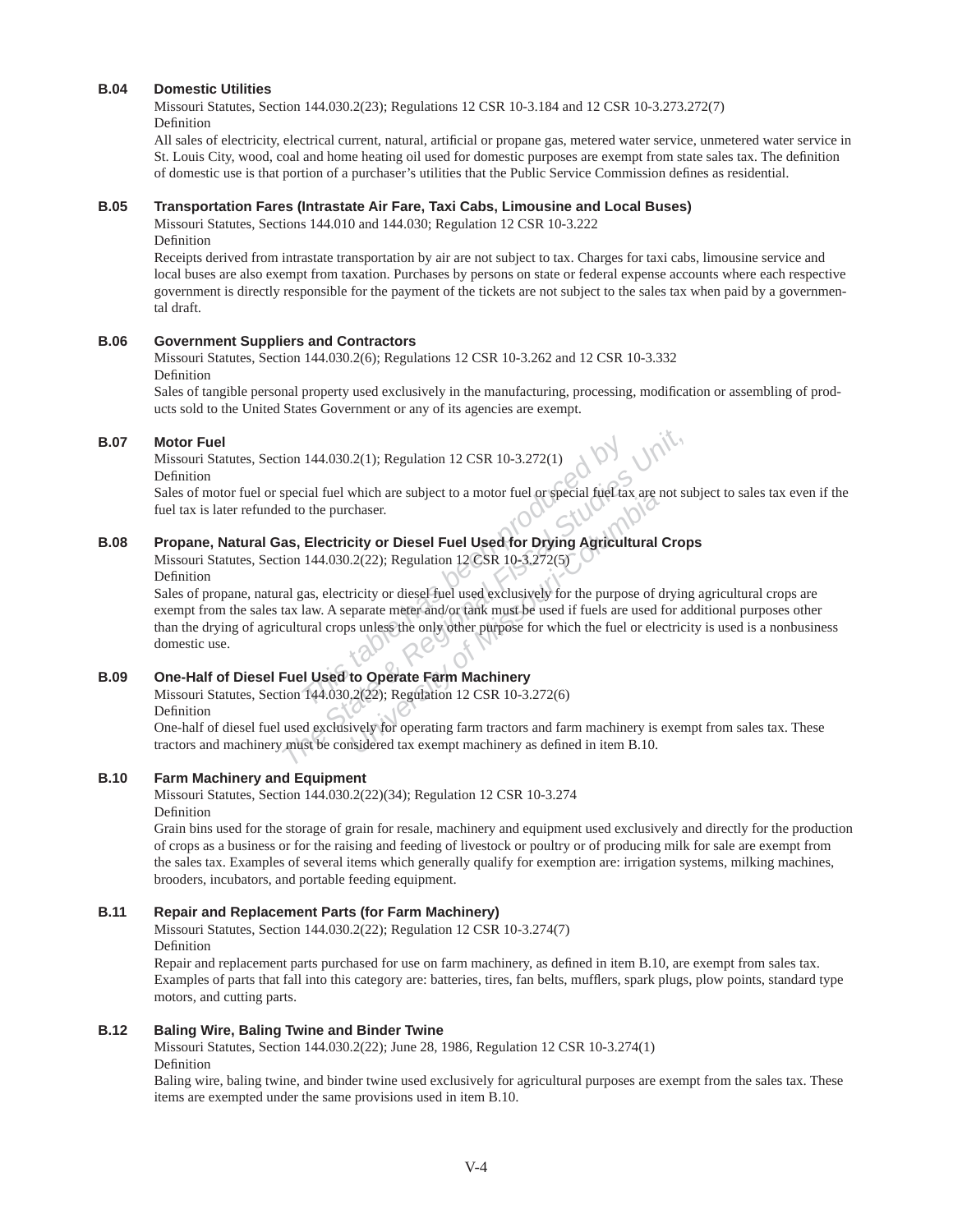**B.04 Domestic Utilities**

Missouri Statutes, Section 144.030.2(23); Regulations 12 CSR 10-3.184 and 12 CSR 10-3.273.272(7)

Definition

All sales of electricity, electrical current, natural, artificial or propane gas, metered water service, unmetered water service in St. Louis City, wood, coal and home heating oil used for domestic purposes are exempt from state sales tax. The definition of domestic use is that portion of a purchaser's utilities that the Public Service Commission defines as residential.

**B.05 Transportation Fares (Intrastate Air Fare, Taxi Cabs, Limousine and Local Buses)**

Missouri Statutes, Sections 144.010 and 144.030; Regulation 12 CSR 10-3.222

Definition

Receipts derived from intrastate transportation by air are not subject to tax. Charges for taxi cabs, limousine service and local buses are also exempt from taxation. Purchases by persons on state or federal expense accounts where each respective government is directly responsible for the payment of the tickets are not subject to the sales tax when paid by a governmental draft.

**B.06 Government Suppliers and Contractors**

Missouri Statutes, Section 144.030.2(6); Regulations 12 CSR 10-3.262 and 12 CSR 10-3.332

Definition

Sales of tangible personal property used exclusively in the manufacturing, processing, modification or assembling of products sold to the United States Government or any of its agencies are exempt.

**B.07 Motor Fuel**

Missouri Statutes, Section 144.030.2(1); Regulation 12 CSR 10-3.272(1)

Definition

Sales of motor fuel or special fuel which are subject to a motor fuel or special fuel tax are not subject to sales tax even if the fuel tax is later refunded to the purchaser.

**B.08 Propane, Natural Gas, Electricity or Diesel Fuel Used for Drying Agricultural Crops**

Missouri Statutes, Section 144.030.2(22); Regulation 12 CSR 10-3.272(5)

Definition

Sales of propane, natural gas, electricity or diesel fuel used exclusively for the purpose of drying agricultural crops are exempt from the sales tax law. A separate meter and/or tank must be used if fuels are used for additional purposes other than the drying of agricultural crops unless the only other purpose for which the fuel or electricity is used is a nonbusiness domestic use.

**B.09 One-Half of Diesel Fuel Used to Operate Farm Machinery**

Missouri Statutes, Section 144.030.2(22); Regulation 12 CSR 10-3.272(6)

Definition

One-half of diesel fuel used exclusively for operating farm tractors and farm machinery is exempt from sales tax. These tractors and machinery must be considered tax exempt machinery as defined in item B.10.

**B.10 Farm Machinery and Equipment**

Missouri Statutes, Section 144.030.2(22)(34); Regulation 12 CSR 10-3.274

Definition

Grain bins used for the storage of grain for resale, machinery and equipment used exclusively and directly for the production of crops as a business or for the raising and feeding of livestock or poultry or of producing milk for sale are exempt from the sales tax. Examples of several items which generally qualify for exemption are: irrigation systems, milking machines, brooders, incubators, and portable feeding equipment.

**B.11 Repair and Replacement Parts (for Farm Machinery)**

Missouri Statutes, Section 144.030.2(22); Regulation 12 CSR 10-3.274(7)

Definition

Repair and replacement parts purchased for use on farm machinery, as defined in item B.10, are exempt from sales tax. Examples of parts that fall into this category are: batteries, tires, fan belts, mufflers, spark plugs, plow points, standard type motors, and cutting parts.

**B.12 Baling Wire, Baling Twine and Binder Twine**

Missouri Statutes, Section 144.030.2(22); June 28, 1986, Regulation 12 CSR 10-3.274(1)

Definition

Baling wire, baling twine, and binder twine used exclusively for agricultural purposes are exempt from the sales tax. These items are exempted under the same provisions used in item B.10.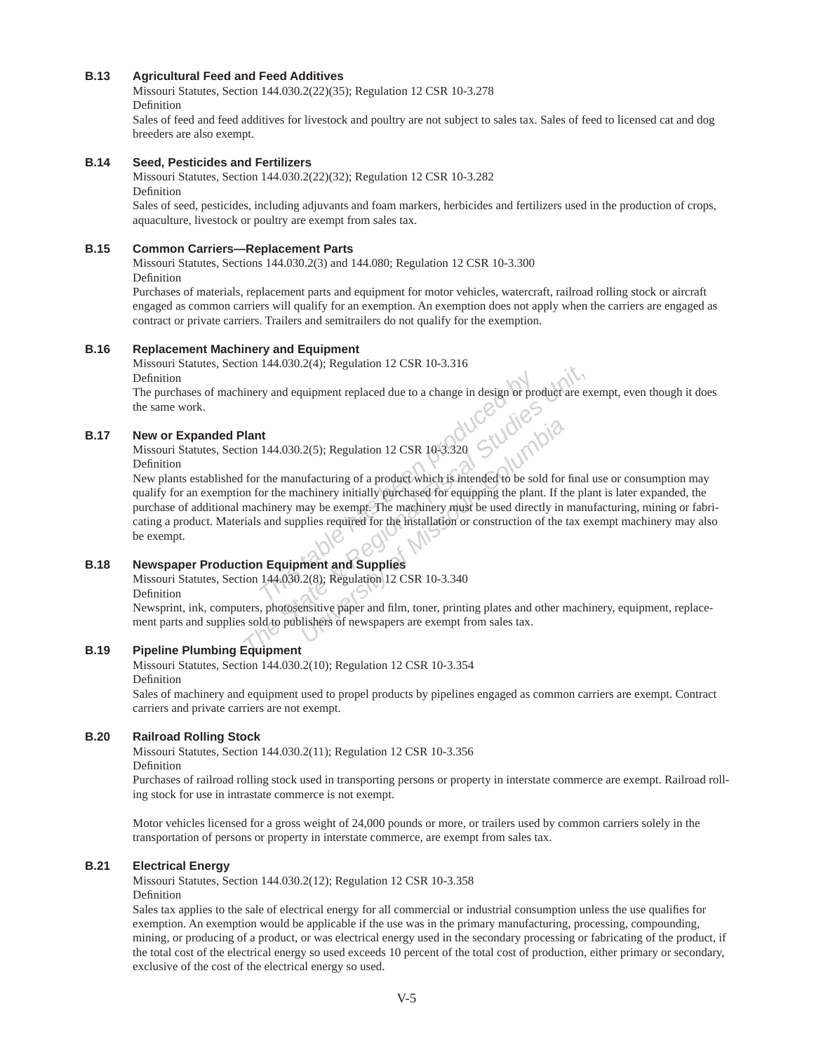### B.13 Agricultural Feed and Feed Additives

Missouri Statutes, Section 144.030.2(22)(35); Regulation 12 CSR 10-3.278

Definition

Sales of feed and feed additives for livestock and poultry are not subject to sales tax. Sales of feed to licensed cat and dog breeders are also exempt.

### B.14 Seed, Pesticides and Fertilizers

Missouri Statutes, Section 144.030.2(22)(32); Regulation 12 CSR 10-3.282

Definition

Sales of seed, pesticides, including adjuvants and foam markers, herbicides and fertilizers used in the production of crops, aquaculture, livestock or poultry are exempt from sales tax.

### B.15 Common Carriers—Replacement Parts

Missouri Statutes, Sections 144.030.2(3) and 144.080; Regulation 12 CSR 10-3.300

Definition

Purchases of materials, replacement parts and equipment for motor vehicles, watercraft, railroad rolling stock or aircraft engaged as common carriers will qualify for an exemption. An exemption does not apply when the carriers are engaged as contract or private carriers. Trailers and semitrailers do not qualify for the exemption.

### B.16 Replacement Machinery and Equipment

Missouri Statutes, Section 144.030.2(4); Regulation 12 CSR 10-3.316

Definition

The purchases of machinery and equipment replaced due to a change in design or product are exempt, even though it does the same work.

### B.17 New or Expanded Plant

Missouri Statutes, Section 144.030.2(5); Regulation 12 CSR 10-3.320

Definition

New plants established for the manufacturing of a product which is intended to be sold for final use or consumption may qualify for an exemption for the machinery initially purchased for equipping the plant. If the plant is later expanded, the purchase of additional machinery may be exempt. The machinery must be used directly in manufacturing, mining or fabricating a product. Materials and supplies required for the installation or construction of the tax exempt machinery may also be exempt.

### B.18 Newspaper Production Equipment and Supplies

Missouri Statutes, Section 144.030.2(8); Regulation 12 CSR 10-3.340

Definition

Newsprint, ink, computers, photosensitive paper and film, toner, printing plates and other machinery, equipment, replacement parts and supplies sold to publishers of newspapers are exempt from sales tax.

### B.19 Pipeline Plumbing Equipment

Missouri Statutes, Section 144.030.2(10); Regulation 12 CSR 10-3.354

Definition

Sales of machinery and equipment used to propel products by pipelines engaged as common carriers are exempt. Contract carriers and private carriers are not exempt.

### B.20 Railroad Rolling Stock

Missouri Statutes, Section 144.030.2(11); Regulation 12 CSR 10-3.356

Definition

Purchases of railroad rolling stock used in transporting persons or property in interstate commerce are exempt. Railroad rolling stock for use in intrastate commerce is not exempt.

Motor vehicles licensed for a gross weight of 24,000 pounds or more, or trailers used by common carriers solely in the transportation of persons or property in interstate commerce, are exempt from sales tax.

### B.21 Electrical Energy

Missouri Statutes, Section 144.030.2(12); Regulation 12 CSR 10-3.358

Definition

Sales tax applies to the sale of electrical energy for all commercial or industrial consumption unless the use qualifies for exemption. An exemption would be applicable if the use was in the primary manufacturing, processing, compounding, mining, or producing of a product, or was electrical energy used in the secondary processing or fabricating of the product, if the total cost of the electrical energy so used exceeds 10 percent of the total cost of production, either primary or secondary, exclusive of the cost of the electrical energy so used.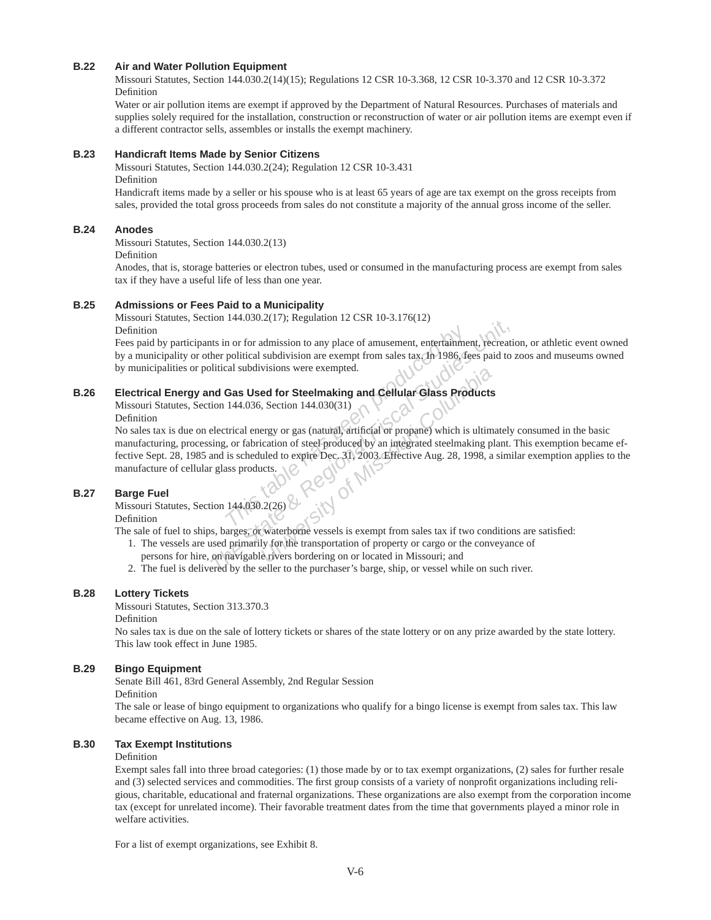### B.22 Air and Water Pollution Equipment

Missouri Statutes, Section 144.030.2(14)(15); Regulations 12 CSR 10-3.368, 12 CSR 10-3.370 and 12 CSR 10-3.372

Definition

Water or air pollution items are exempt if approved by the Department of Natural Resources. Purchases of materials and supplies solely required for the installation, construction or reconstruction of water or air pollution items are exempt even if a different contractor sells, assembles or installs the exempt machinery.

### B.23 Handicraft Items Made by Senior Citizens

Missouri Statutes, Section 144.030.2(24); Regulation 12 CSR 10-3.431

Definition

Handicraft items made by a seller or his spouse who is at least 65 years of age are tax exempt on the gross receipts from sales, provided the total gross proceeds from sales do not constitute a majority of the annual gross income of the seller.

### B.24 Anodes

Missouri Statutes, Section 144.030.2(13)

Definition

Anodes, that is, storage batteries or electron tubes, used or consumed in the manufacturing process are exempt from sales tax if they have a useful life of less than one year.

### B.25 Admissions or Fees Paid to a Municipality

Missouri Statutes, Section 144.030.2(17); Regulation 12 CSR 10-3.176(12)

Definition

Fees paid by participants in or for admission to any place of amusement, entertainment, recreation, or athletic event owned by a municipality or other political subdivision are exempt from sales tax. In 1986, fees paid to zoos and museums owned by municipalities or political subdivisions were exempted.

### B.26 Electrical Energy and Gas Used for Steelmaking and Cellular Glass Products

Missouri Statutes, Section 144.036, Section 144.030(31)

Definition

No sales tax is due on electrical energy or gas (natural, artificial or propane) which is ultimately consumed in the basic manufacturing, processing, or fabrication of steel produced by an integrated steelmaking plant. This exemption became effective Sept. 28, 1985 and is scheduled to expire Dec. 31, 2003. Effective Aug. 28, 1998, a similar exemption applies to the manufacture of cellular glass products.

### B.27 Barge Fuel

Missouri Statutes, Section 144.030.2(26)

Definition

The sale of fuel to ships, barges, or waterborne vessels is exempt from sales tax if two conditions are satisfied:

1. The vessels are used primarily for the transportation of property or cargo or the conveyance of persons for hire, on navigable rivers bordering on or located in Missouri; and
2. The fuel is delivered by the seller to the purchaser's barge, ship, or vessel while on such river.

### B.28 Lottery Tickets

Missouri Statutes, Section 313.370.3

Definition

No sales tax is due on the sale of lottery tickets or shares of the state lottery or on any prize awarded by the state lottery. This law took effect in June 1985.

### B.29 Bingo Equipment

Senate Bill 461, 83rd General Assembly, 2nd Regular Session

Definition

The sale or lease of bingo equipment to organizations who qualify for a bingo license is exempt from sales tax. This law became effective on Aug. 13, 1986.

### B.30 Tax Exempt Institutions

Definition

Exempt sales fall into three broad categories: (1) those made by or to tax exempt organizations, (2) sales for further resale and (3) selected services and commodities. The first group consists of a variety of nonprofit organizations including religious, charitable, educational and fraternal organizations. These organizations are also exempt from the corporation income tax (except for unrelated income). Their favorable treatment dates from the time that governments played a minor role in welfare activities.

For a list of exempt organizations, see Exhibit 8.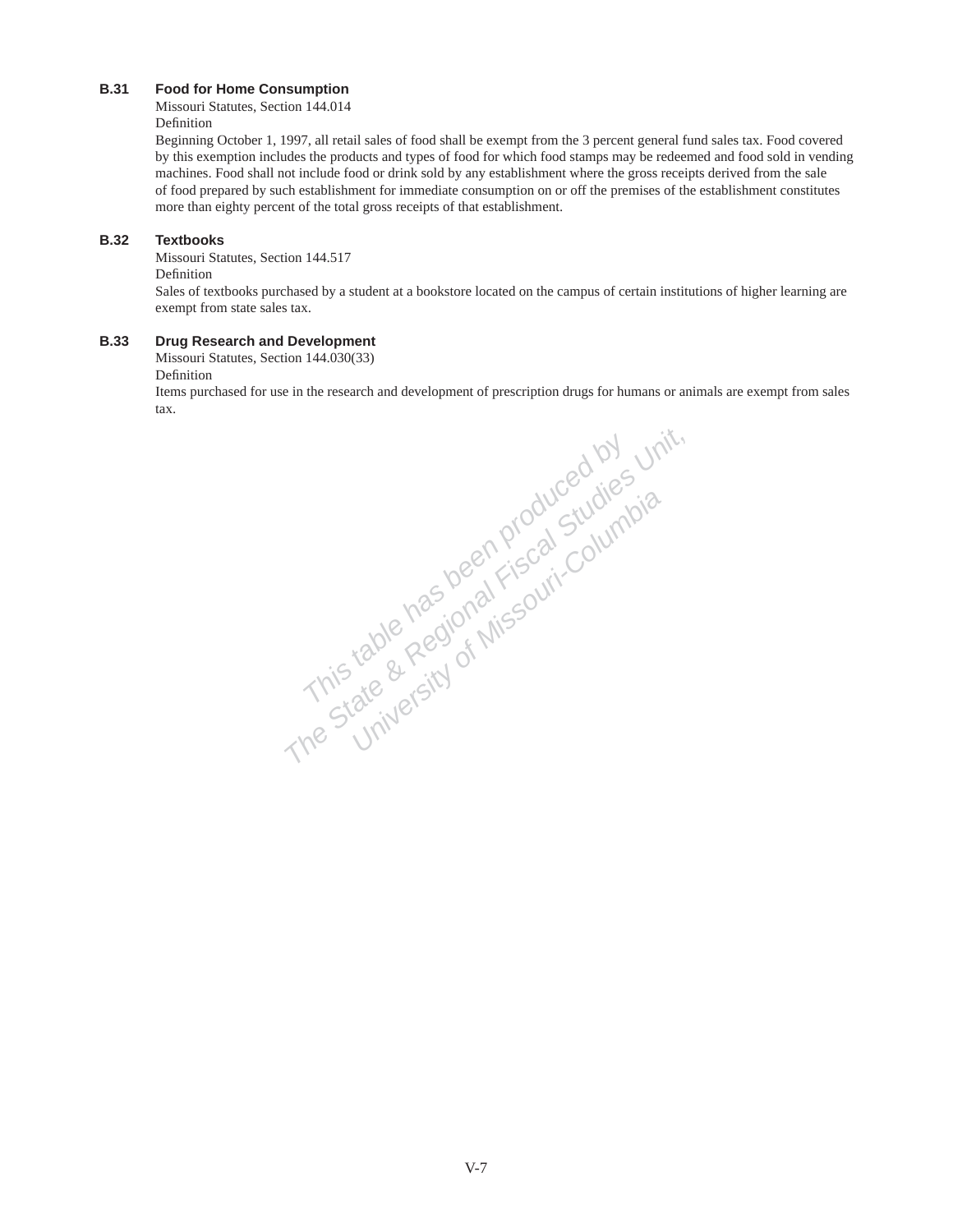### B.31 Food for Home Consumption

Missouri Statutes, Section 144.014

Definition

Beginning October 1, 1997, all retail sales of food shall be exempt from the 3 percent general fund sales tax. Food covered by this exemption includes the products and types of food for which food stamps may be redeemed and food sold in vending machines. Food shall not include food or drink sold by any establishment where the gross receipts derived from the sale of food prepared by such establishment for immediate consumption on or off the premises of the establishment constitutes more than eighty percent of the total gross receipts of that establishment.

### B.32 Textbooks

Missouri Statutes, Section 144.517

Definition

Sales of textbooks purchased by a student at a bookstore located on the campus of certain institutions of higher learning are exempt from state sales tax.

### B.33 Drug Research and Development

Missouri Statutes, Section 144.030(33)

Definition

Items purchased for use in the research and development of prescription drugs for humans or animals are exempt from sales tax.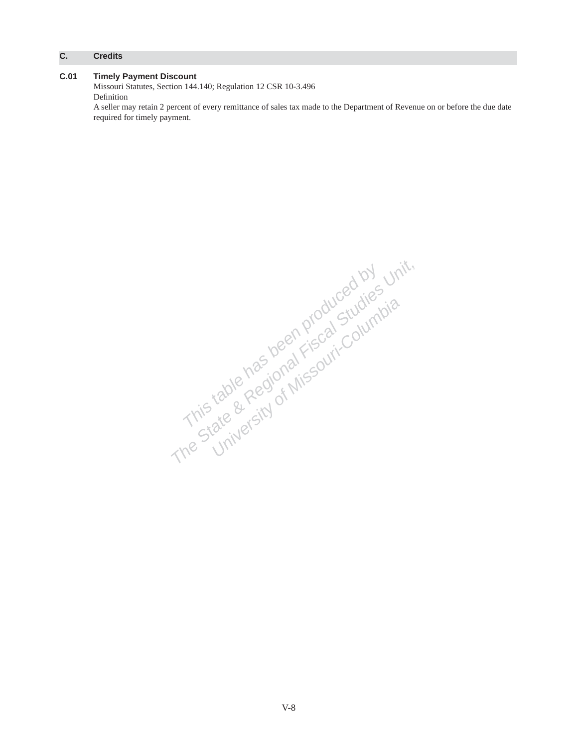## C. Credits

### C.01 Timely Payment Discount

Missouri Statutes, Section 144.140; Regulation 12 CSR 10-3.496

Definition

A seller may retain 2 percent of every remittance of sales tax made to the Department of Revenue on or before the due date required for timely payment.